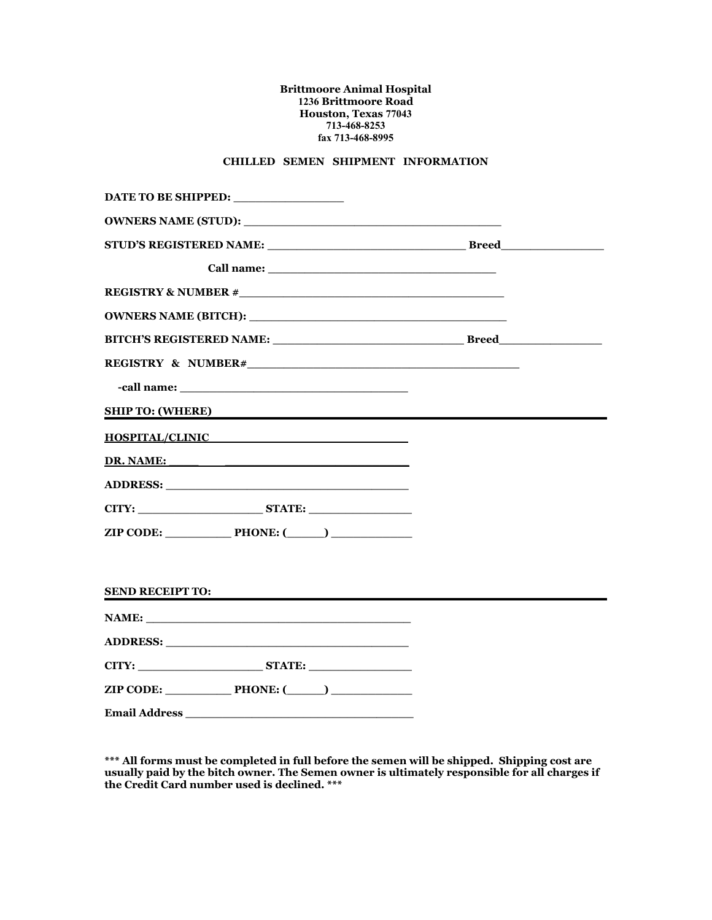**Brittmoore Animal Hospital**
**1236 Brittmoore Road**
**Houston, Texas 77043**
**713-468-8253**
**fax 713-468-8995**

## CHILLED SEMEN SHIPMENT INFORMATION

**DATE TO BE SHIPPED:** ________________

**OWNERS NAME (STUD):** ______________________________________

**STUD'S REGISTERED NAME:** _____________________________ **Breed**_______________

**Call name:** _________________________________

**REGISTRY & NUMBER #**______________________________________

**OWNERS NAME (BITCH):** ______________________________________

**BITCH'S REGISTERED NAME:** ____________________________ **Breed**_______________

**REGISTRY & NUMBER#**________________________________________

**-call name:** _________________________________

**SHIP TO: (WHERE)**

**HOSPITAL/CLINIC** ____________________________

**DR. NAME:** ____ ___________________________

**ADDRESS:** ____________________________________

**CITY:** __________________ **STATE:** _______________

**ZIP CODE:** __________ **PHONE: (**_____**)** ___________

**SEND RECEIPT TO:**

**NAME:** _______________________________________

**ADDRESS:** ____________________________________

**CITY:** __________________ **STATE:** _______________

**ZIP CODE:** __________ **PHONE: (**_____**)** ___________

**Email Address** _______________________________

**\*\*\* All forms must be completed in full before the semen will be shipped. Shipping cost are usually paid by the bitch owner. The Semen owner is ultimately responsible for all charges if the Credit Card number used is declined. \*\*\***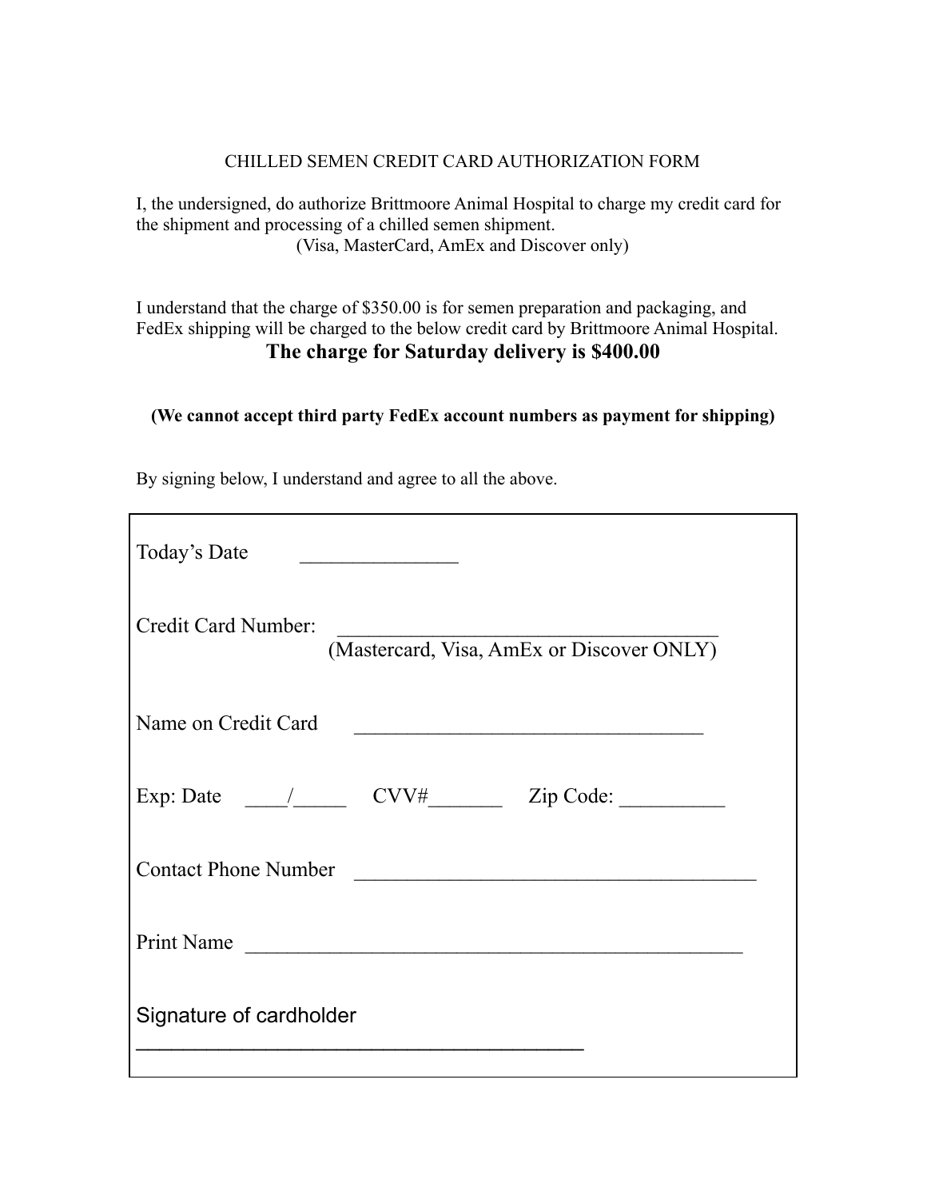# CHILLED SEMEN CREDIT CARD AUTHORIZATION FORM

I, the undersigned, do authorize Brittmoore Animal Hospital to charge my credit card for the shipment and processing of a chilled semen shipment.
(Visa, MasterCard, AmEx and Discover only)

I understand that the charge of $350.00 is for semen preparation and packaging, and FedEx shipping will be charged to the below credit card by Brittmoore Animal Hospital.

**The charge for Saturday delivery is $400.00**

**(We cannot accept third party FedEx account numbers as payment for shipping)**

By signing below, I understand and agree to all the above.

Today's Date _______________

Credit Card Number: ____________________________________
(Mastercard, Visa, AmEx or Discover ONLY)

Name on Credit Card _________________________________

Exp: Date ____/_____ CVV#_______ Zip Code: __________

Contact Phone Number ______________________________________

Print Name _______________________________________________

Signature of cardholder
_______________________________________